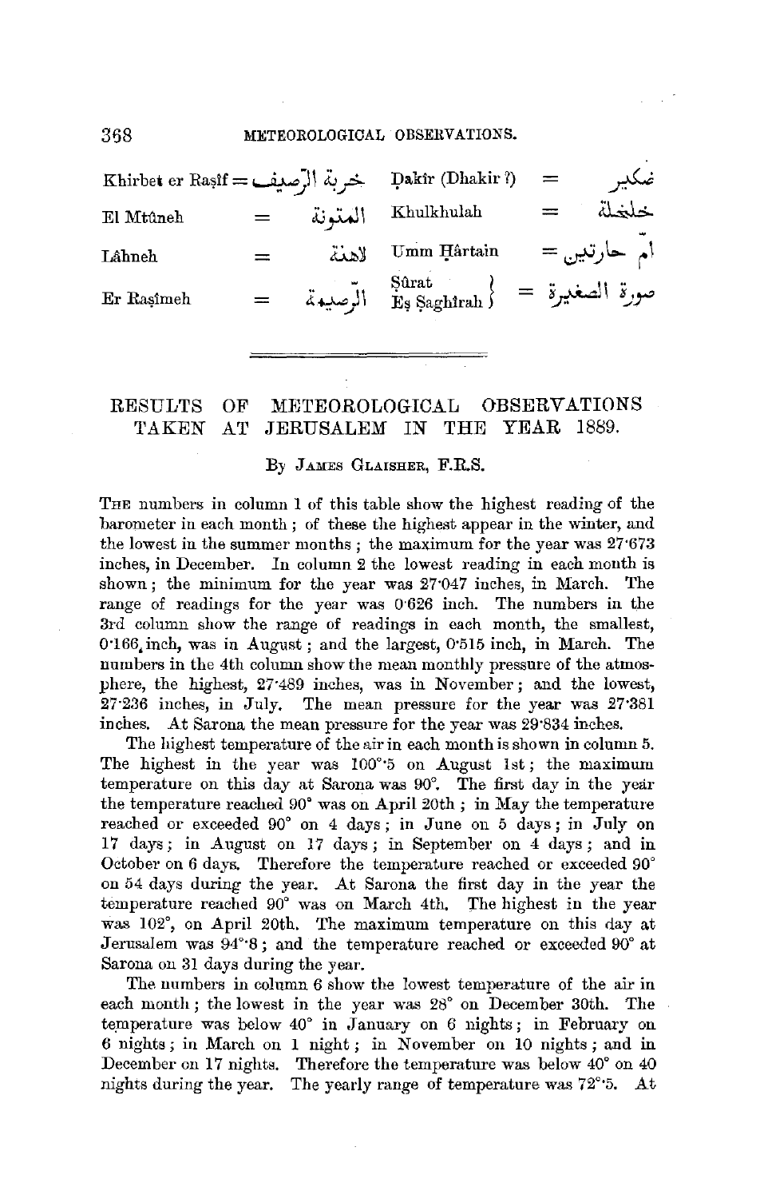| | | | | | |
|---|---|---|---|---|---|
| Khirbet er Raṣîf | = | خربة الرصيف | Ḍakîr (Dhakir ?) | = | ضكير |
| El Mtûneh | = | المتونة | Khulkhulah | = | خلخلة |
| Lâhneh | = | لاهنة | Umm Ḥârtain | = | ام حارتين |
| Er Raṣîmeh | = | الرصيمة | Ṣûrat Eṣ Saghîrah | = | صورة الصغيرة |

---

## RESULTS OF METEOROLOGICAL OBSERVATIONS TAKEN AT JERUSALEM IN THE YEAR 1889.

By James Glaisher, F.R.S.

The numbers in column 1 of this table show the highest reading of the barometer in each month; of these the highest appear in the winter, and the lowest in the summer months; the maximum for the year was 27·673 inches, in December. In column 2 the lowest reading in each month is shown; the minimum for the year was 27·047 inches, in March. The range of readings for the year was 0·626 inch. The numbers in the 3rd column show the range of readings in each month, the smallest, 0·166 inch, was in August; and the largest, 0·515 inch, in March. The numbers in the 4th column show the mean monthly pressure of the atmosphere, the highest, 27·489 inches, was in November; and the lowest, 27·236 inches, in July. The mean pressure for the year was 27·381 inches. At Sarona the mean pressure for the year was 29·834 inches.

The highest temperature of the air in each month is shown in column 5. The highest in the year was 100°·5 on August 1st; the maximum temperature on this day at Sarona was 90°. The first day in the year the temperature reached 90° was on April 20th; in May the temperature reached or exceeded 90° on 4 days; in June on 5 days; in July on 17 days; in August on 17 days; in September on 4 days; and in October on 6 days. Therefore the temperature reached or exceeded 90° on 54 days during the year. At Sarona the first day in the year the temperature reached 90° was on March 4th. The highest in the year was 102°, on April 20th. The maximum temperature on this day at Jerusalem was 94°·8; and the temperature reached or exceeded 90° at Sarona on 31 days during the year.

The numbers in column 6 show the lowest temperature of the air in each month; the lowest in the year was 28° on December 30th. The temperature was below 40° in January on 6 nights; in February on 6 nights; in March on 1 night; in November on 10 nights; and in December on 17 nights. Therefore the temperature was below 40° on 40 nights during the year. The yearly range of temperature was 72°·5. At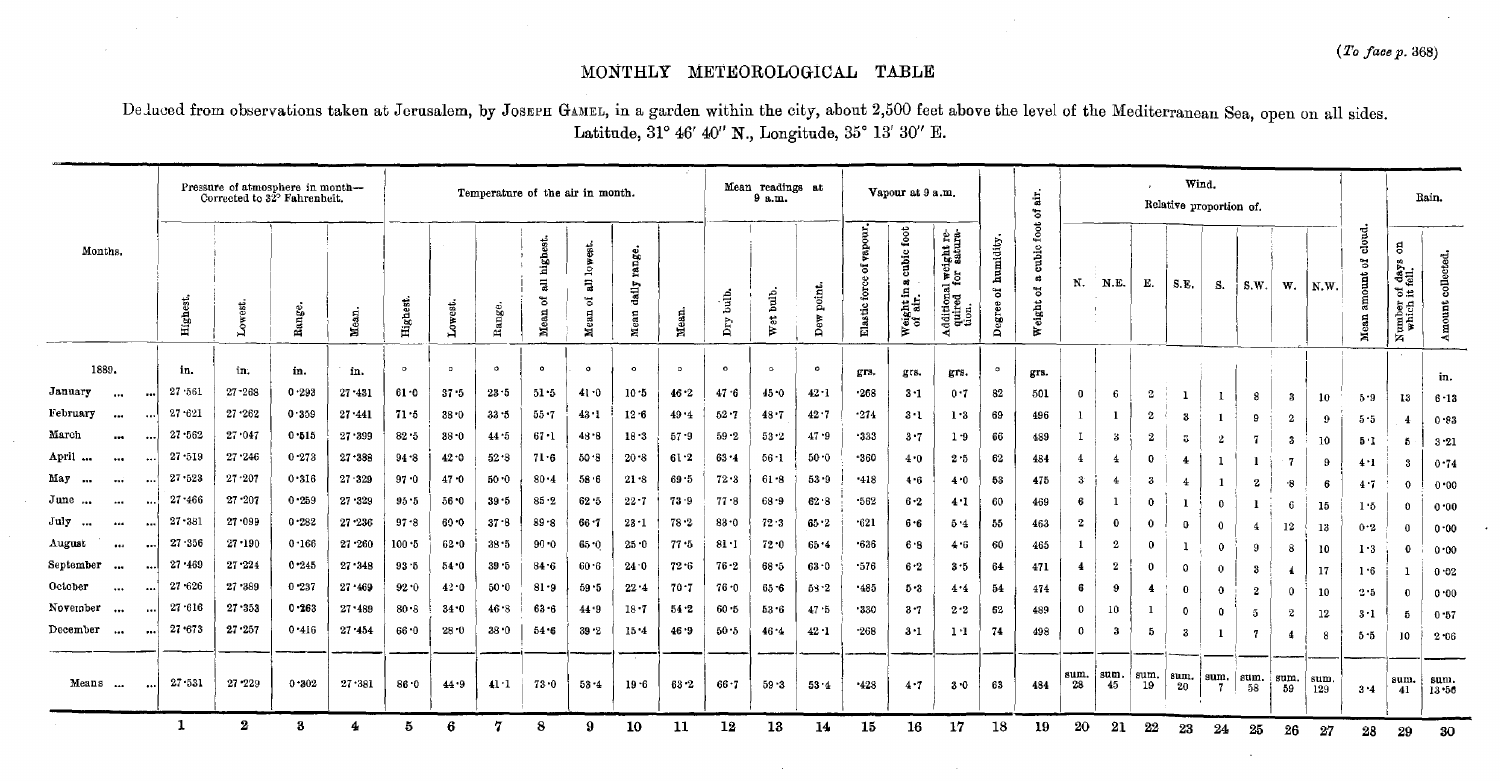(To face p. 368)

# MONTHLY METEOROLOGICAL TABLE

Deduced from observations taken at Jerusalem, by JOSEPH GAMEL, in a garden within the city, about 2,500 feet above the level of the Mediterranean Sea, open on all sides. Latitude, 31° 46′ 40″ N., Longitude, 35° 13′ 30″ E.

| Months. | Pressure of atmosphere in month— Corrected to 32° Fahrenheit. | | | | Temperature of the air in month. | | | | | | | Mean readings at 9 a.m. | | | Vapour at 9 a.m. | | | | | Wind. Relative proportion of. | | | | | | | | | Rain. | |
|---|---|---|---|---|---|---|---|---|---|---|---|---|---|---|---|---|---|---|---|---|---|---|---|---|---|---|---|---|---|---|
| | Highest. | Lowest. | Range. | Mean. | Highest. | Lowest. | Range. | Mean of all highest. | Mean of all lowest. | Mean daily range. | Mean. | Dry bulb. | Wet bulb. | Dew point. | Elastic force of vapour. | Weight in a cubic foot of air. | Additional weight required for saturation. | Degree of humidity. | Weight of a cubic foot of air. | N. | N.E. | E. | S.E. | S. | S.W. | W. | N.W. | Mean amount of cloud. | Number of days on which it fell. | Amount collected. |
| 1880. | in. | in. | in. | in. | ° | ° | ° | ° | ° | ° | ° | ° | ° | ° | | grs. | grs. | ° | grs. | | | | | | | | | | | in. |
| January | 27·561 | 27·268 | 0·293 | 27·431 | 61·0 | 37·5 | 23·5 | 51·5 | 41·0 | 10·5 | 46·2 | 47·6 | 45·0 | 42·1 | ·268 | 3·1 | 0·7 | 82 | 501 | 0 | 6 | 2 | 1 | 1 | 8 | 3 | 10 | 5·9 | 13 | 6·13 |
| February | 27·621 | 27·262 | 0·359 | 27·441 | 71·5 | 38·0 | 33·5 | 55·7 | 43·1 | 12·6 | 49·4 | 52·7 | 48·7 | 42·7 | ·274 | 3·1 | 1·3 | 69 | 496 | 1 | 1 | 2 | 3 | 1 | 9 | 2 | 9 | 5·5 | 4 | 0·83 |
| March | 27·562 | 27·047 | 0·515 | 27·399 | 82·5 | 38·0 | 44·5 | 67·1 | 48·8 | 18·3 | 57·9 | 59·2 | 53·2 | 47·9 | ·333 | 3·7 | 1·9 | 66 | 489 | 1 | 3 | 2 | 5 | 2 | 7 | 3 | 10 | 5·1 | 5 | 3·21 |
| April | 27·519 | 27·246 | 0·273 | 27·388 | 94·8 | 42·0 | 52·8 | 71·6 | 50·8 | 20·8 | 61·2 | 63·4 | 56·1 | 50·0 | ·360 | 4·0 | 2·5 | 62 | 484 | 4 | 4 | 0 | 4 | 1 | 1 | 7 | 9 | 4·1 | 3 | 0·74 |
| May | 27·523 | 27·207 | 0·316 | 27·329 | 97·0 | 47·0 | 50·0 | 80·4 | 58·6 | 21·8 | 69·5 | 72·3 | 61·8 | 53·9 | ·418 | 4·6 | 4·0 | 53 | 475 | 3 | 4 | 3 | 4 | 1 | 2 | 8 | 6 | 4·7 | 0 | 0·00 |
| June | 27·466 | 27·207 | 0·259 | 27·329 | 95·5 | 56·0 | 39·5 | 85·2 | 62·5 | 22·7 | 73·9 | 77·8 | 68·9 | 62·8 | ·562 | 6·2 | 4·1 | 60 | 469 | 6 | 1 | 0 | 1 | 0 | 1 | 6 | 15 | 1·5 | 0 | 0·00 |
| July | 27·381 | 27·099 | 0·282 | 27·236 | 97·8 | 60·0 | 37·8 | 89·8 | 66·7 | 23·1 | 78·2 | 83·0 | 72·3 | 65·2 | ·621 | 6·6 | 5·4 | 55 | 463 | 2 | 0 | 0 | 0 | 0 | 4 | 12 | 13 | 0·2 | 0 | 0·00 |
| August | 27·356 | 27·190 | 0·166 | 27·260 | 100·5 | 62·0 | 38·5 | 90·0 | 65·0 | 25·0 | 77·5 | 81·1 | 72·0 | 65·4 | ·636 | 6·8 | 4·6 | 60 | 465 | 1 | 2 | 0 | 1 | 0 | 9 | 8 | 10 | 1·3 | 0 | 0·00 |
| September | 27·469 | 27·224 | 0·245 | 27·348 | 93·5 | 54·0 | 39·5 | 84·6 | 60·6 | 24·0 | 72·6 | 76·2 | 68·5 | 63·0 | ·576 | 6·2 | 3·5 | 64 | 471 | 4 | 2 | 0 | 0 | 0 | 3 | 4 | 17 | 1·6 | 1 | 0·02 |
| October | 27·626 | 27·389 | 0·237 | 27·469 | 92·0 | 42·0 | 50·0 | 81·9 | 59·5 | 22·4 | 70·7 | 76·0 | 65·6 | 58·2 | ·485 | 5·3 | 4·4 | 54 | 474 | 6 | 9 | 4 | 0 | 0 | 1 | 1 | 10 | 2·5 | 0 | 0·00 |
| November | 27·616 | 27·353 | 0·263 | 27·489 | 80·5 | 34·0 | 46·5 | 63·6 | 44·9 | 18·7 | 54·2 | 60·5 | 53·6 | 47·5 | ·330 | 3·7 | 2·2 | 62 | 489 | 0 | 10 | 1 | 0 | 0 | 5 | 2 | 12 | 3·1 | 5 | 0·57 |
| December | 27·673 | 27·257 | 0·416 | 27·454 | 66·0 | 28·0 | 38·0 | 54·6 | 39·2 | 15·4 | 46·9 | 50·5 | 46·4 | 42·1 | ·268 | 3·1 | 1·1 | 74 | 498 | 0 | 3 | 5 | 3 | 1 | 7 | 4 | 8 | 5·5 | 10 | 2·06 |
| Means | 27·531 | 27·229 | 0·302 | 27·381 | 86·0 | 44·9 | 41·1 | 73·0 | 53·4 | 19·6 | 63·2 | 66·7 | 59·3 | 53·4 | ·428 | 4·7 | 3·0 | 63 | 484 | sum. 28 | sum. 45 | sum. 19 | sum. 20 | sum. 7 | sum. 58 | sum. 59 | sum. 129 | 3·4 | sum. 41 | sum. 13·56 |
| | 1 | 2 | 3 | 4 | 5 | 6 | 7 | 8 | 9 | 10 | 11 | 12 | 13 | 14 | 15 | 16 | 17 | 18 | 19 | 20 | 21 | 22 | 23 | 24 | 25 | 26 | 27 | 28 | 29 | 30 |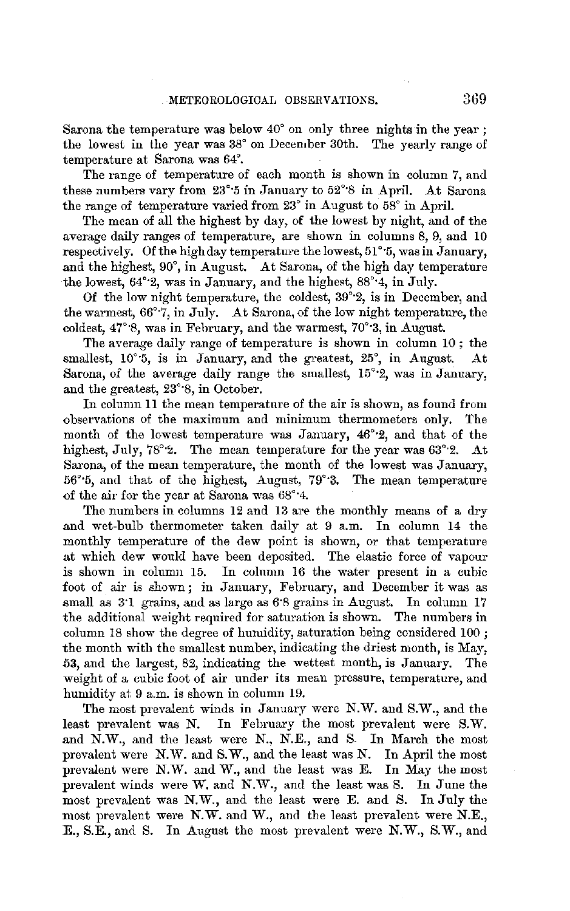Sarona the temperature was below 40° on only three nights in the year; the lowest in the year was 38° on December 30th. The yearly range of temperature at Sarona was 64°.

The range of temperature of each month is shown in column 7, and these numbers vary from 23°·5 in January to 52°·8 in April. At Sarona the range of temperature varied from 23° in August to 58° in April.

The mean of all the highest by day, of the lowest by night, and of the average daily ranges of temperature, are shown in columns 8, 9, and 10 respectively. Of the high day temperature the lowest, 51°·5, was in January, and the highest, 90°, in August. At Sarona, of the high day temperature the lowest, 64°·2, was in January, and the highest, 88°·4, in July.

Of the low night temperature, the coldest, 39°·2, is in December, and the warmest, 66°·7, in July. At Sarona, of the low night temperature, the coldest, 47°·8, was in February, and the warmest, 70°·3, in August.

The average daily range of temperature is shown in column 10; the smallest, 10°·5, is in January, and the greatest, 25°, in August. At Sarona, of the average daily range the smallest, 15°·2, was in January, and the greatest, 23°·8, in October.

In column 11 the mean temperature of the air is shown, as found from observations of the maximum and minimum thermometers only. The month of the lowest temperature was January, 46°·2, and that of the highest, July, 78°·2. The mean temperature for the year was 63°·2. At Sarona, of the mean temperature, the month of the lowest was January, 56°·5, and that of the highest, August, 79°·3. The mean temperature of the air for the year at Sarona was 68°·4.

The numbers in columns 12 and 13 are the monthly means of a dry and wet-bulb thermometer taken daily at 9 a.m. In column 14 the monthly temperature of the dew point is shown, or that temperature at which dew would have been deposited. The elastic force of vapour is shown in column 15. In column 16 the water present in a cubic foot of air is shown; in January, February, and December it was as small as 3·1 grains, and as large as 6·8 grains in August. In column 17 the additional weight required for saturation is shown. The numbers in column 18 show the degree of humidity, saturation being considered 100; the month with the smallest number, indicating the driest month, is May, 53, and the largest, 82, indicating the wettest month, is January. The weight of a cubic foot of air under its mean pressure, temperature, and humidity at 9 a.m. is shown in column 19.

The most prevalent winds in January were N.W. and S.W., and the least prevalent was N. In February the most prevalent were S.W. and N.W., and the least were N., N.E., and S. In March the most prevalent were N.W. and S.W., and the least was N. In April the most prevalent were N.W. and W., and the least was E. In May the most prevalent winds were W. and N.W., and the least was S. In June the most prevalent was N.W., and the least were E. and S. In July the most prevalent were N.W. and W., and the least prevalent were N.E., E., S.E., and S. In August the most prevalent were N.W., S.W., and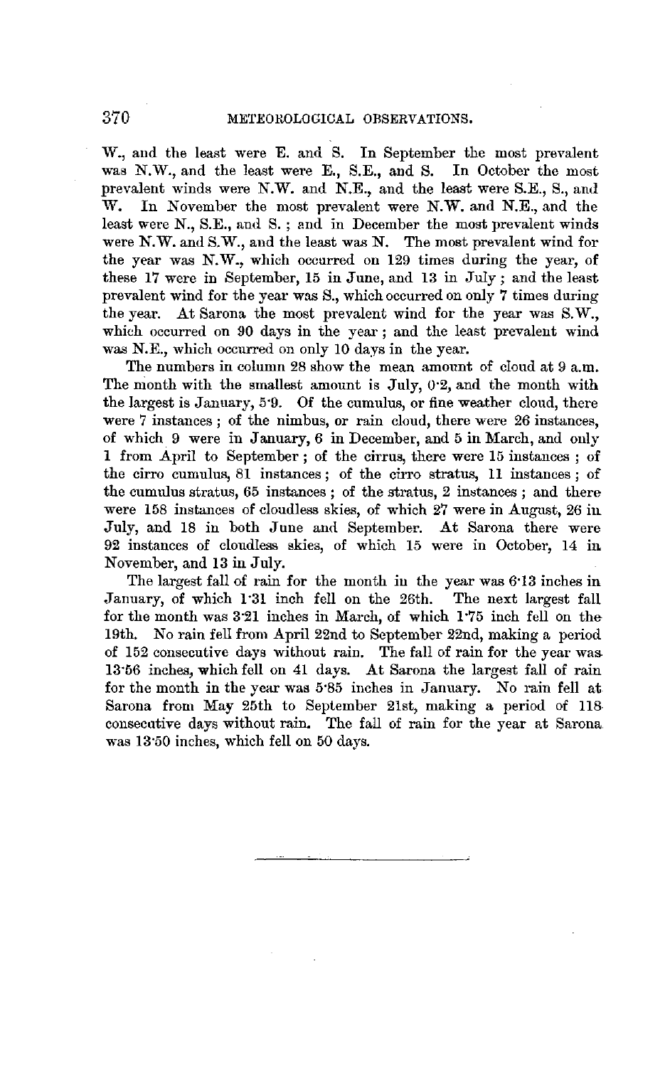W., and the least were E. and S. In September the most prevalent was N.W., and the least were E., S.E., and S. In October the most prevalent winds were N.W. and N.E., and the least were S.E., S., and W. In November the most prevalent were N.W. and N.E., and the least were N., S.E., and S.; and in December the most prevalent winds were N.W. and S.W., and the least was N. The most prevalent wind for the year was N.W., which occurred on 129 times during the year, of these 17 were in September, 15 in June, and 13 in July; and the least prevalent wind for the year was S., which occurred on only 7 times during the year. At Sarona the most prevalent wind for the year was S.W., which occurred on 90 days in the year; and the least prevalent wind was N.E., which occurred on only 10 days in the year.

The numbers in column 28 show the mean amount of cloud at 9 a.m. The month with the smallest amount is July, 0·2, and the month with the largest is January, 5·9. Of the cumulus, or fine weather cloud, there were 7 instances; of the nimbus, or rain cloud, there were 26 instances, of which 9 were in January, 6 in December, and 5 in March, and only 1 from April to September; of the cirrus, there were 15 instances; of the cirro cumulus, 81 instances; of the cirro stratus, 11 instances; of the cumulus stratus, 65 instances; of the stratus, 2 instances; and there were 158 instances of cloudless skies, of which 27 were in August, 26 in July, and 18 in both June and September. At Sarona there were 92 instances of cloudless skies, of which 15 were in October, 14 in November, and 13 in July.

The largest fall of rain for the month in the year was 6·13 inches in January, of which 1·31 inch fell on the 26th. The next largest fall for the month was 3·21 inches in March, of which 1·75 inch fell on the 19th. No rain fell from April 22nd to September 22nd, making a period of 152 consecutive days without rain. The fall of rain for the year was 13·56 inches, which fell on 41 days. At Sarona the largest fall of rain for the month in the year was 5·85 inches in January. No rain fell at Sarona from May 25th to September 21st, making a period of 118 consecutive days without rain. The fall of rain for the year at Sarona was 13·50 inches, which fell on 50 days.